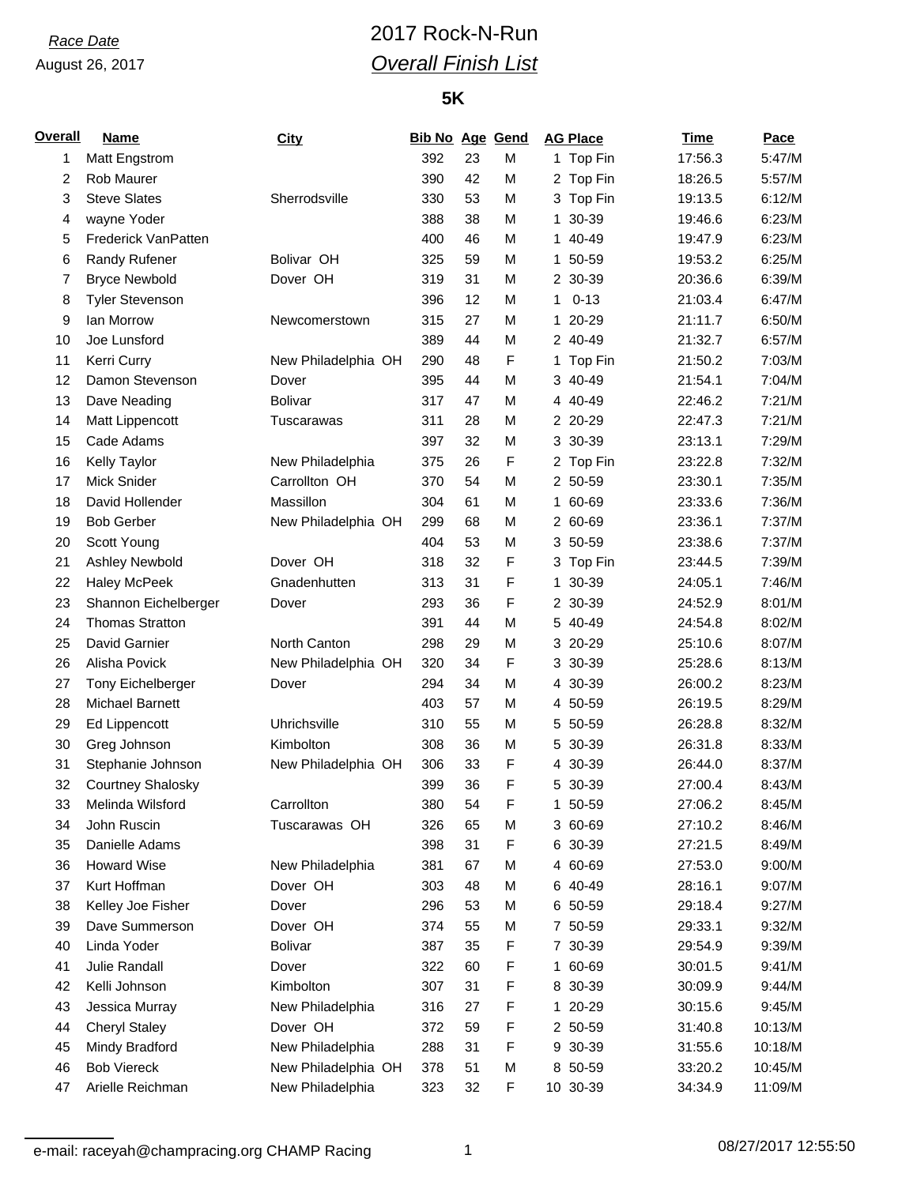*Race Date*
August 26, 2017

# 2017 Rock-N-Run

## *Overall Finish List*

### 5K

| Overall | Name | City | Bib No | Age | Gend | AG Place | Time | Pace |
|---|---|---|---|---|---|---|---|---|
| 1 | Matt Engstrom | | 392 | 23 | M | 1 Top Fin | 17:56.3 | 5:47/M |
| 2 | Rob Maurer | | 390 | 42 | M | 2 Top Fin | 18:26.5 | 5:57/M |
| 3 | Steve Slates | Sherrodsville | 330 | 53 | M | 3 Top Fin | 19:13.5 | 6:12/M |
| 4 | wayne Yoder | | 388 | 38 | M | 1 30-39 | 19:46.6 | 6:23/M |
| 5 | Frederick VanPatten | | 400 | 46 | M | 1 40-49 | 19:47.9 | 6:23/M |
| 6 | Randy Rufener | Bolivar OH | 325 | 59 | M | 1 50-59 | 19:53.2 | 6:25/M |
| 7 | Bryce Newbold | Dover OH | 319 | 31 | M | 2 30-39 | 20:36.6 | 6:39/M |
| 8 | Tyler Stevenson | | 396 | 12 | M | 1 0-13 | 21:03.4 | 6:47/M |
| 9 | Ian Morrow | Newcomerstown | 315 | 27 | M | 1 20-29 | 21:11.7 | 6:50/M |
| 10 | Joe Lunsford | | 389 | 44 | M | 2 40-49 | 21:32.7 | 6:57/M |
| 11 | Kerri Curry | New Philadelphia OH | 290 | 48 | F | 1 Top Fin | 21:50.2 | 7:03/M |
| 12 | Damon Stevenson | Dover | 395 | 44 | M | 3 40-49 | 21:54.1 | 7:04/M |
| 13 | Dave Neading | Bolivar | 317 | 47 | M | 4 40-49 | 22:46.2 | 7:21/M |
| 14 | Matt Lippencott | Tuscarawas | 311 | 28 | M | 2 20-29 | 22:47.3 | 7:21/M |
| 15 | Cade Adams | | 397 | 32 | M | 3 30-39 | 23:13.1 | 7:29/M |
| 16 | Kelly Taylor | New Philadelphia | 375 | 26 | F | 2 Top Fin | 23:22.8 | 7:32/M |
| 17 | Mick Snider | Carrollton OH | 370 | 54 | M | 2 50-59 | 23:30.1 | 7:35/M |
| 18 | David Hollender | Massillon | 304 | 61 | M | 1 60-69 | 23:33.6 | 7:36/M |
| 19 | Bob Gerber | New Philadelphia OH | 299 | 68 | M | 2 60-69 | 23:36.1 | 7:37/M |
| 20 | Scott Young | | 404 | 53 | M | 3 50-59 | 23:38.6 | 7:37/M |
| 21 | Ashley Newbold | Dover OH | 318 | 32 | F | 3 Top Fin | 23:44.5 | 7:39/M |
| 22 | Haley McPeek | Gnadenhutten | 313 | 31 | F | 1 30-39 | 24:05.1 | 7:46/M |
| 23 | Shannon Eichelberger | Dover | 293 | 36 | F | 2 30-39 | 24:52.9 | 8:01/M |
| 24 | Thomas Stratton | | 391 | 44 | M | 5 40-49 | 24:54.8 | 8:02/M |
| 25 | David Garnier | North Canton | 298 | 29 | M | 3 20-29 | 25:10.6 | 8:07/M |
| 26 | Alisha Povick | New Philadelphia OH | 320 | 34 | F | 3 30-39 | 25:28.6 | 8:13/M |
| 27 | Tony Eichelberger | Dover | 294 | 34 | M | 4 30-39 | 26:00.2 | 8:23/M |
| 28 | Michael Barnett | | 403 | 57 | M | 4 50-59 | 26:19.5 | 8:29/M |
| 29 | Ed Lippencott | Uhrichsville | 310 | 55 | M | 5 50-59 | 26:28.8 | 8:32/M |
| 30 | Greg Johnson | Kimbolton | 308 | 36 | M | 5 30-39 | 26:31.8 | 8:33/M |
| 31 | Stephanie Johnson | New Philadelphia OH | 306 | 33 | F | 4 30-39 | 26:44.0 | 8:37/M |
| 32 | Courtney Shalosky | | 399 | 36 | F | 5 30-39 | 27:00.4 | 8:43/M |
| 33 | Melinda Wilsford | Carrollton | 380 | 54 | F | 1 50-59 | 27:06.2 | 8:45/M |
| 34 | John Ruscin | Tuscarawas OH | 326 | 65 | M | 3 60-69 | 27:10.2 | 8:46/M |
| 35 | Danielle Adams | | 398 | 31 | F | 6 30-39 | 27:21.5 | 8:49/M |
| 36 | Howard Wise | New Philadelphia | 381 | 67 | M | 4 60-69 | 27:53.0 | 9:00/M |
| 37 | Kurt Hoffman | Dover OH | 303 | 48 | M | 6 40-49 | 28:16.1 | 9:07/M |
| 38 | Kelley Joe Fisher | Dover | 296 | 53 | M | 6 50-59 | 29:18.4 | 9:27/M |
| 39 | Dave Summerson | Dover OH | 374 | 55 | M | 7 50-59 | 29:33.1 | 9:32/M |
| 40 | Linda Yoder | Bolivar | 387 | 35 | F | 7 30-39 | 29:54.9 | 9:39/M |
| 41 | Julie Randall | Dover | 322 | 60 | F | 1 60-69 | 30:01.5 | 9:41/M |
| 42 | Kelli Johnson | Kimbolton | 307 | 31 | F | 8 30-39 | 30:09.9 | 9:44/M |
| 43 | Jessica Murray | New Philadelphia | 316 | 27 | F | 1 20-29 | 30:15.6 | 9:45/M |
| 44 | Cheryl Staley | Dover OH | 372 | 59 | F | 2 50-59 | 31:40.8 | 10:13/M |
| 45 | Mindy Bradford | New Philadelphia | 288 | 31 | F | 9 30-39 | 31:55.6 | 10:18/M |
| 46 | Bob Viereck | New Philadelphia OH | 378 | 51 | M | 8 50-59 | 33:20.2 | 10:45/M |
| 47 | Arielle Reichman | New Philadelphia | 323 | 32 | F | 10 30-39 | 34:34.9 | 11:09/M |

e-mail: raceyah@champracing.org CHAMP Racing

08/27/2017 12:55:50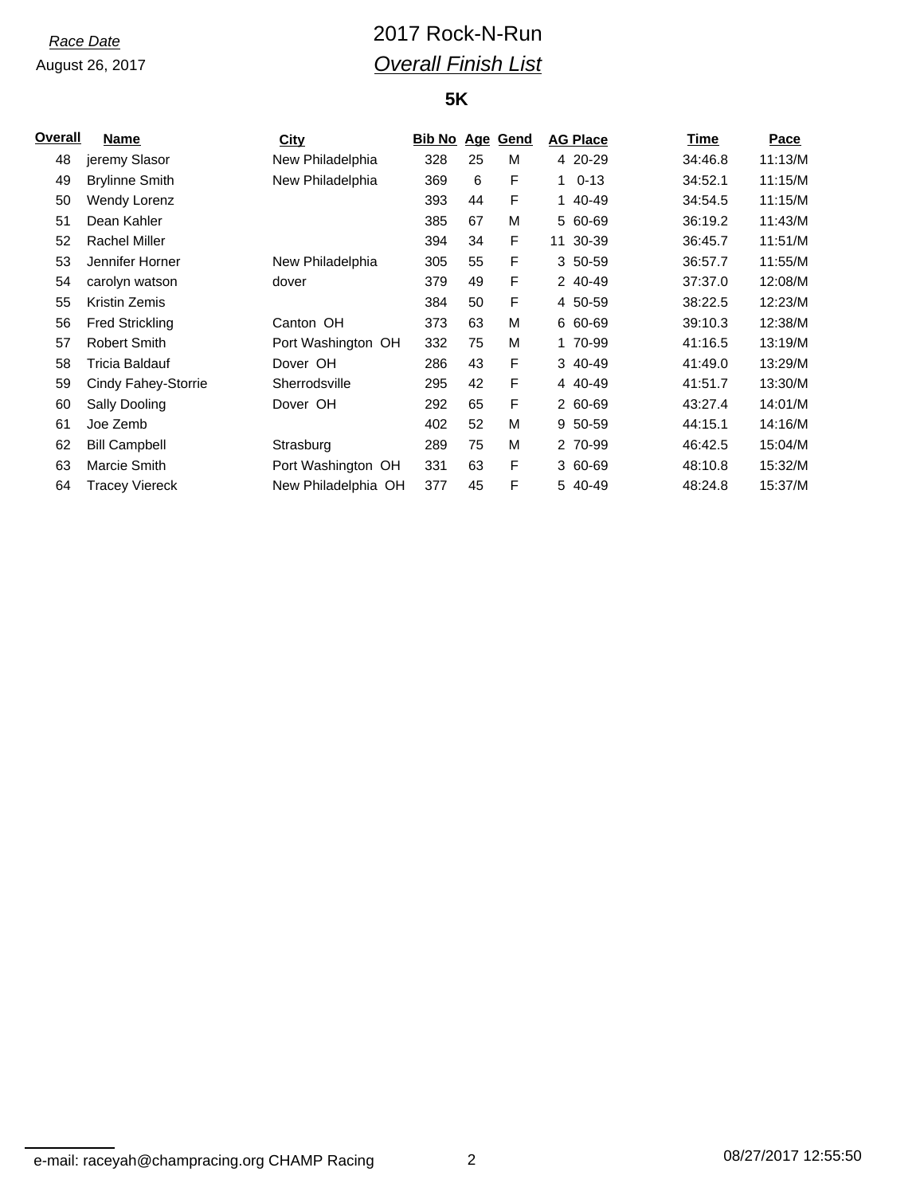*Race Date*

August 26, 2017

# 2017 Rock-N-Run

## *Overall Finish List*

### 5K

| Overall | Name | City | Bib No | Age | Gend | AG Place | Time | Pace |
|---|---|---|---|---|---|---|---|---|
| 48 | jeremy Slasor | New Philadelphia | 328 | 25 | M | 4 20-29 | 34:46.8 | 11:13/M |
| 49 | Brylinne Smith | New Philadelphia | 369 | 6 | F | 1 0-13 | 34:52.1 | 11:15/M |
| 50 | Wendy Lorenz | | 393 | 44 | F | 1 40-49 | 34:54.5 | 11:15/M |
| 51 | Dean Kahler | | 385 | 67 | M | 5 60-69 | 36:19.2 | 11:43/M |
| 52 | Rachel Miller | | 394 | 34 | F | 11 30-39 | 36:45.7 | 11:51/M |
| 53 | Jennifer Horner | New Philadelphia | 305 | 55 | F | 3 50-59 | 36:57.7 | 11:55/M |
| 54 | carolyn watson | dover | 379 | 49 | F | 2 40-49 | 37:37.0 | 12:08/M |
| 55 | Kristin Zemis | | 384 | 50 | F | 4 50-59 | 38:22.5 | 12:23/M |
| 56 | Fred Strickling | Canton OH | 373 | 63 | M | 6 60-69 | 39:10.3 | 12:38/M |
| 57 | Robert Smith | Port Washington OH | 332 | 75 | M | 1 70-99 | 41:16.5 | 13:19/M |
| 58 | Tricia Baldauf | Dover OH | 286 | 43 | F | 3 40-49 | 41:49.0 | 13:29/M |
| 59 | Cindy Fahey-Storrie | Sherrodsville | 295 | 42 | F | 4 40-49 | 41:51.7 | 13:30/M |
| 60 | Sally Dooling | Dover OH | 292 | 65 | F | 2 60-69 | 43:27.4 | 14:01/M |
| 61 | Joe Zemb | | 402 | 52 | M | 9 50-59 | 44:15.1 | 14:16/M |
| 62 | Bill Campbell | Strasburg | 289 | 75 | M | 2 70-99 | 46:42.5 | 15:04/M |
| 63 | Marcie Smith | Port Washington OH | 331 | 63 | F | 3 60-69 | 48:10.8 | 15:32/M |
| 64 | Tracey Viereck | New Philadelphia OH | 377 | 45 | F | 5 40-49 | 48:24.8 | 15:37/M |

e-mail: raceyah@champracing.org CHAMP Racing

08/27/2017 12:55:50